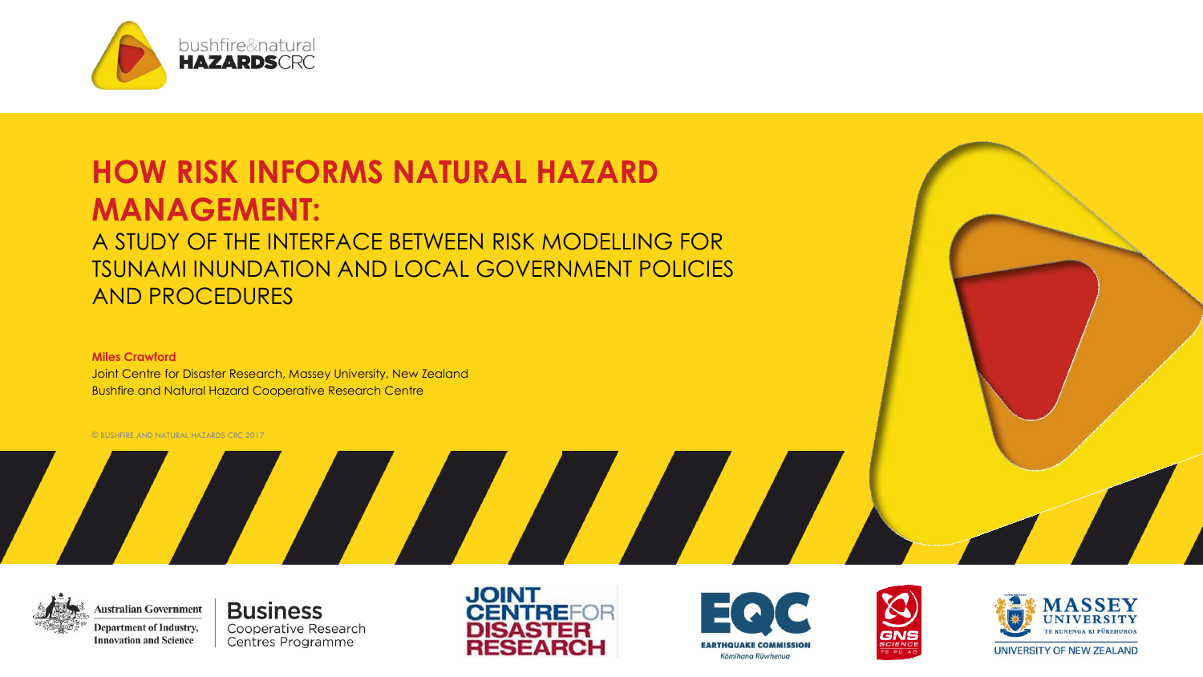# HOW RISK INFORMS NATURAL HAZARD MANAGEMENT:

A STUDY OF THE INTERFACE BETWEEN RISK MODELLING FOR TSUNAMI INUNDATION AND LOCAL GOVERNMENT POLICIES AND PROCEDURES

**Miles Crawford**

Joint Centre for Disaster Research, Massey University, New Zealand

Bushfire and Natural Hazard Cooperative Research Centre

© BUSHFIRE AND NATURAL HAZARDS CRC 2017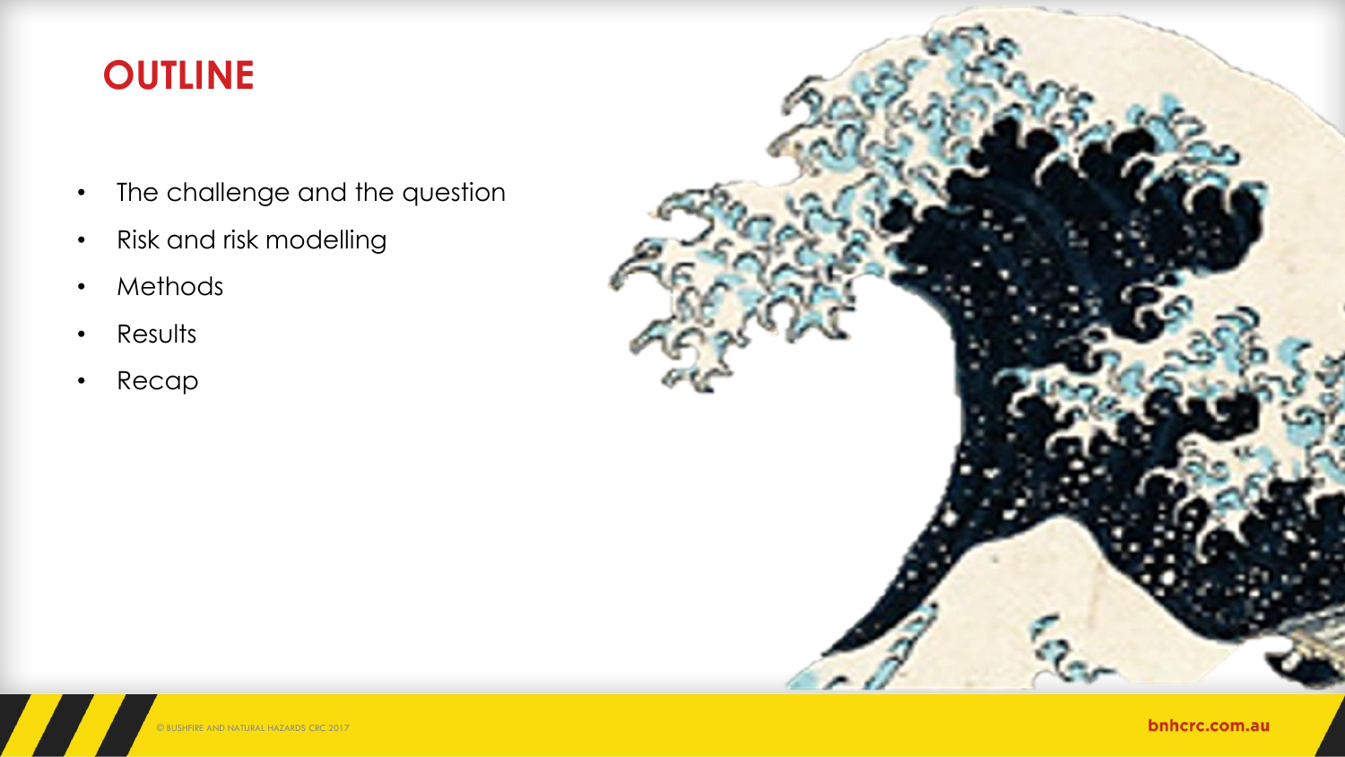# OUTLINE

- The challenge and the question
- Risk and risk modelling
- Methods
- Results
- Recap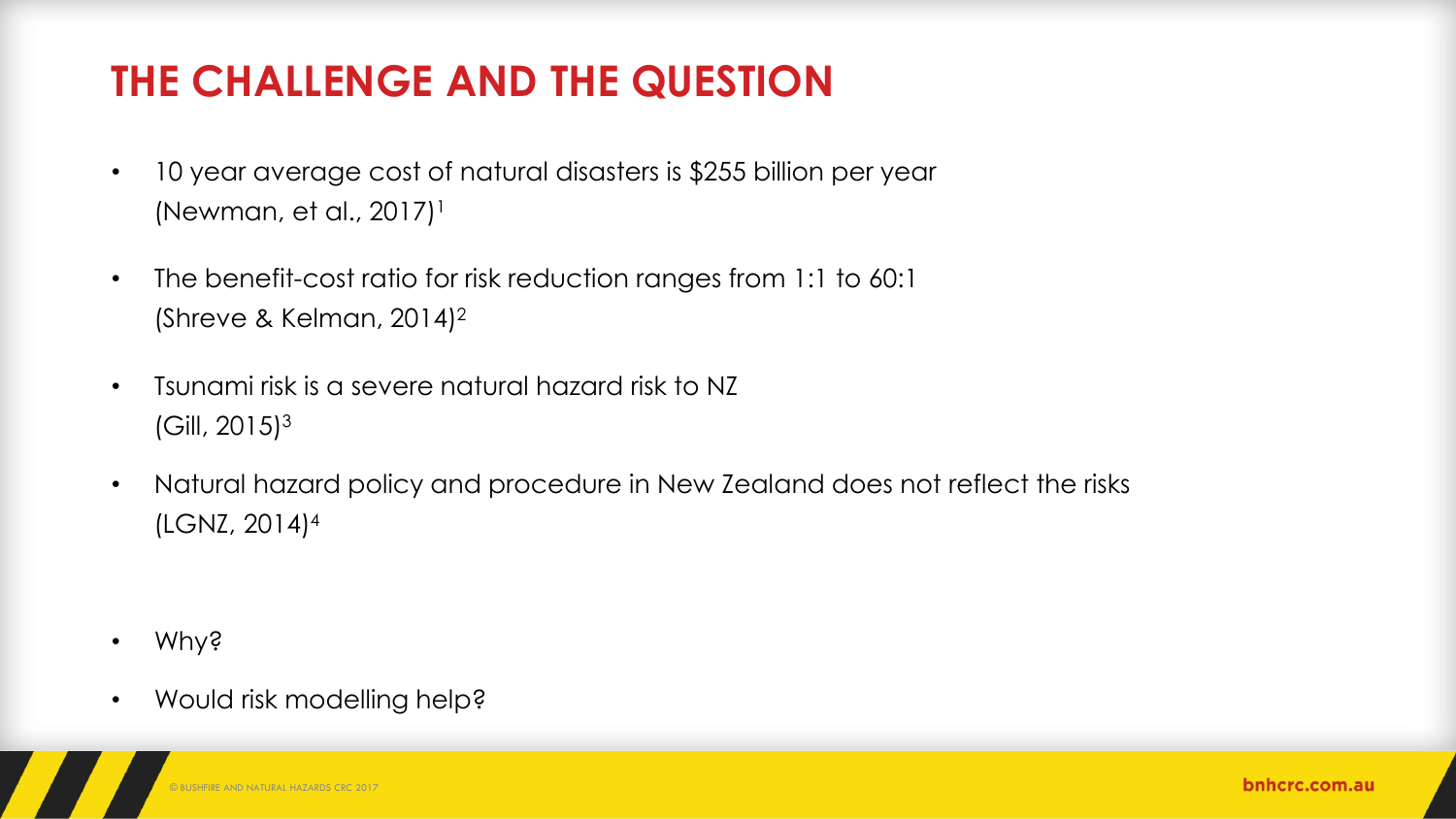# THE CHALLENGE AND THE QUESTION

- 10 year average cost of natural disasters is $255 billion per year (Newman, et al., 2017)[1]
- The benefit-cost ratio for risk reduction ranges from 1:1 to 60:1 (Shreve & Kelman, 2014)[2]
- Tsunami risk is a severe natural hazard risk to NZ (Gill, 2015)[3]
- Natural hazard policy and procedure in New Zealand does not reflect the risks (LGNZ, 2014)[4]

- Why?
- Would risk modelling help?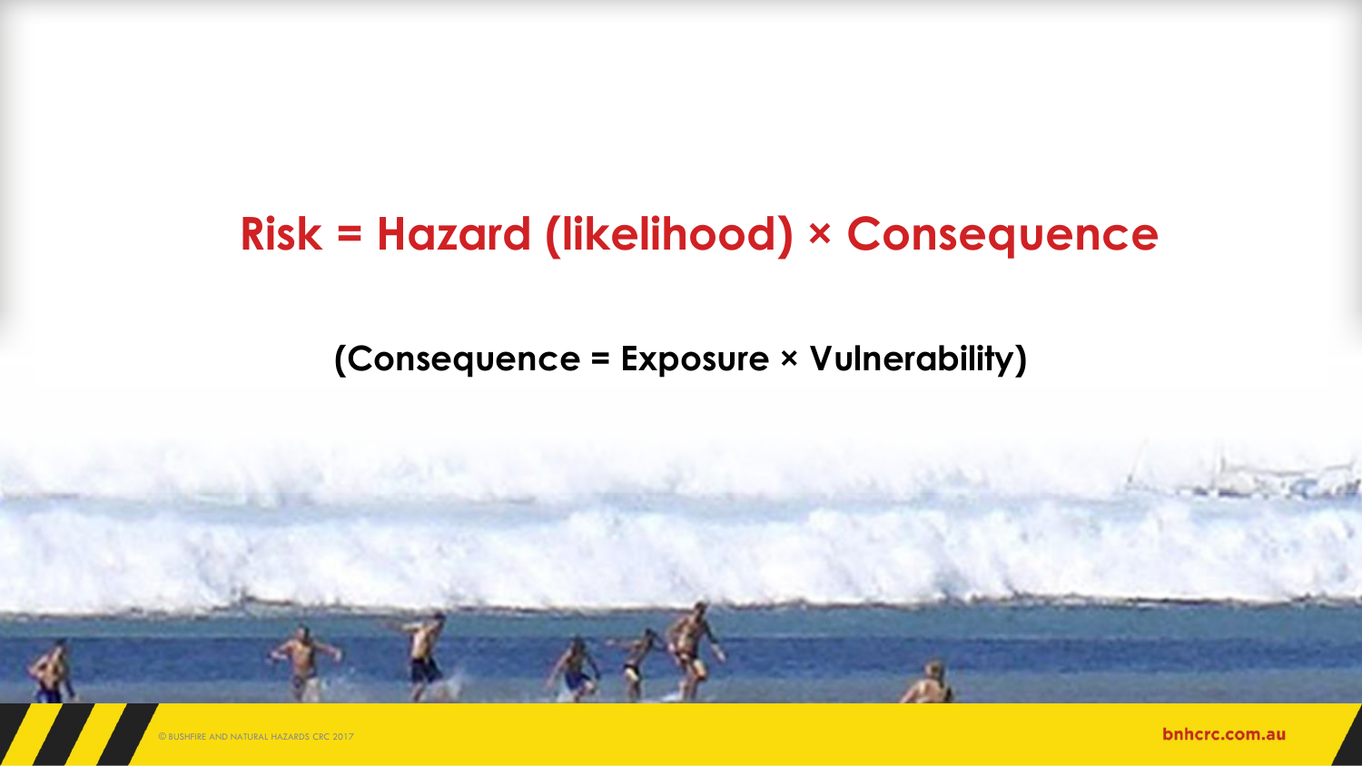# Risk = Hazard (likelihood) × Consequence

**(Consequence = Exposure × Vulnerability)**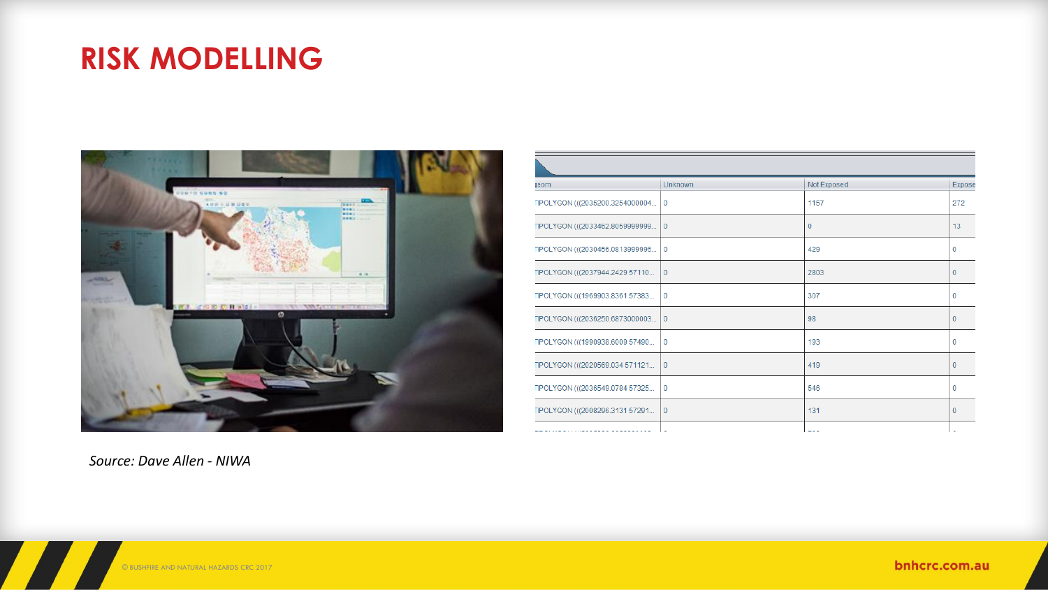# RISK MODELLING

| geom | Unknown | Not Exposed | Expose |
|---|---|---|---|
| MULTIPOLYGON (((2035200.3254000004... | 0 | 1157 | 272 |
| MULTIPOLYGON (((2033462.8059999999... | 0 | 0 | 13 |
| MULTIPOLYGON (((2030456.0813999996... | 0 | 429 | 0 |
| MULTIPOLYGON (((2037944.2429 57110... | 0 | 2803 | 0 |
| MULTIPOLYGON (((1969903.8361 57383... | 0 | 307 | 0 |
| MULTIPOLYGON (((2036250.6873000003... | 0 | 98 | 0 |
| MULTIPOLYGON (((1990938.6009 57490... | 0 | 193 | 0 |
| MULTIPOLYGON (((2020569.034 571121... | 0 | 419 | 0 |
| MULTIPOLYGON (((2036549.0784 57325... | 0 | 546 | 0 |
| MULTIPOLYGON (((2008296.3131 57291... | 0 | 131 | 0 |

*Source: Dave Allen - NIWA*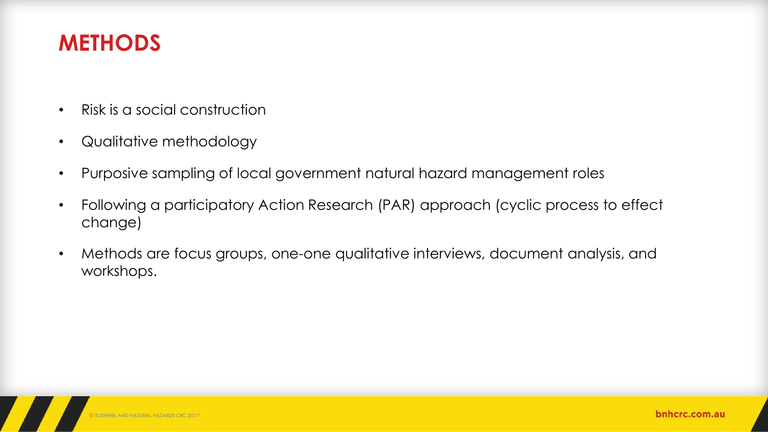# METHODS

- Risk is a social construction
- Qualitative methodology
- Purposive sampling of local government natural hazard management roles
- Following a participatory Action Research (PAR) approach (cyclic process to effect change)
- Methods are focus groups, one-one qualitative interviews, document analysis, and workshops.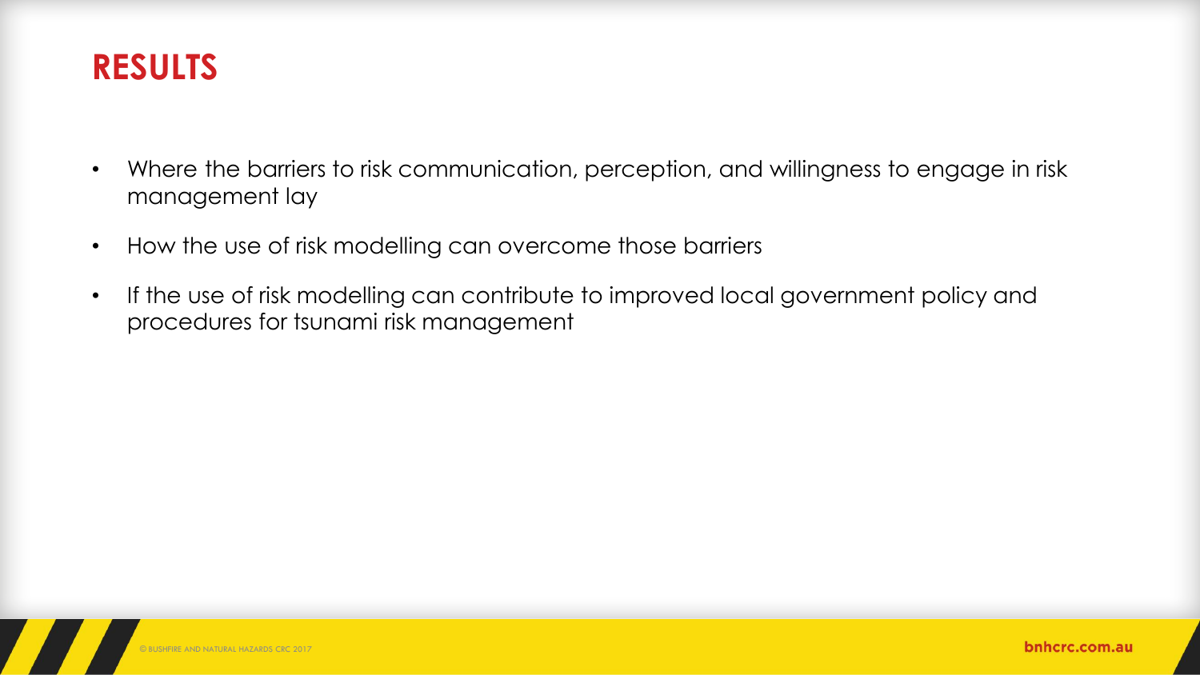# RESULTS

- Where the barriers to risk communication, perception, and willingness to engage in risk management lay
- How the use of risk modelling can overcome those barriers
- If the use of risk modelling can contribute to improved local government policy and procedures for tsunami risk management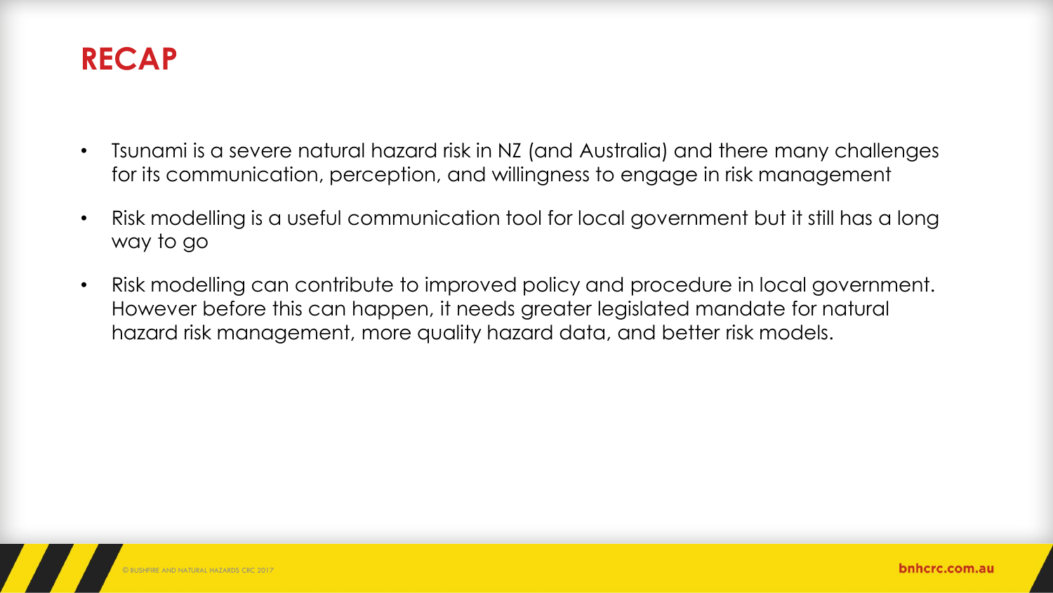# RECAP

- Tsunami is a severe natural hazard risk in NZ (and Australia) and there many challenges for its communication, perception, and willingness to engage in risk management
- Risk modelling is a useful communication tool for local government but it still has a long way to go
- Risk modelling can contribute to improved policy and procedure in local government. However before this can happen, it needs greater legislated mandate for natural hazard risk management, more quality hazard data, and better risk models.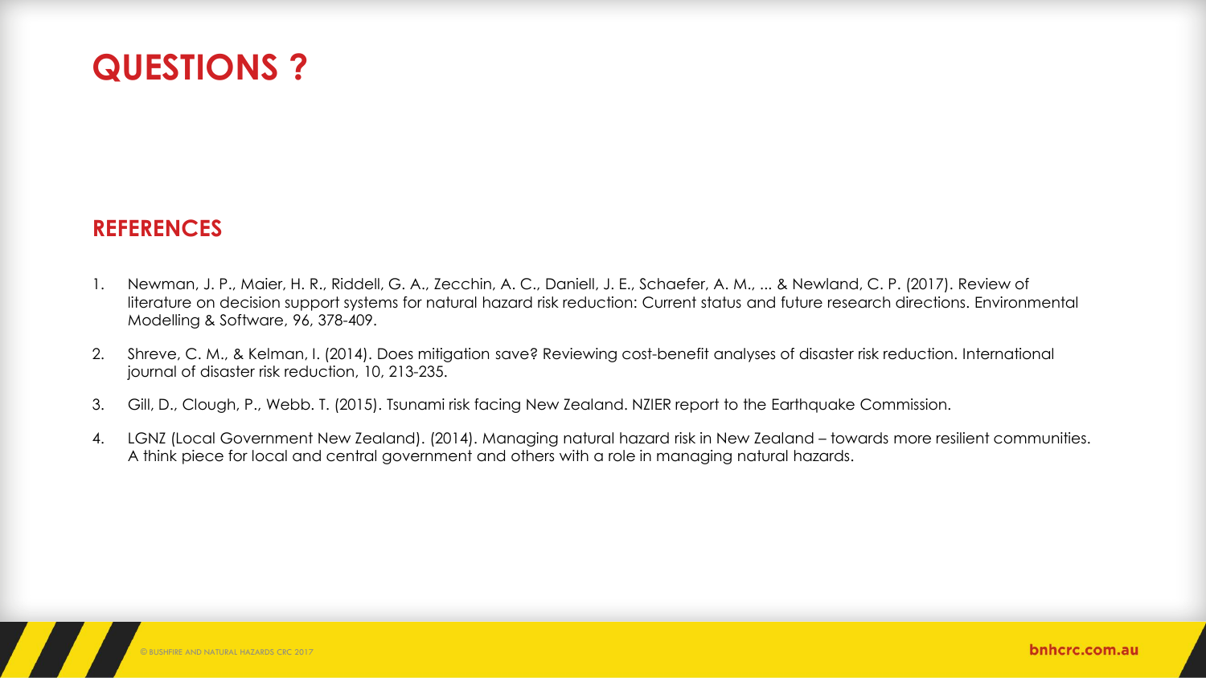# QUESTIONS ?

## REFERENCES

1. Newman, J. P., Maier, H. R., Riddell, G. A., Zecchin, A. C., Daniell, J. E., Schaefer, A. M., ... & Newland, C. P. (2017). Review of literature on decision support systems for natural hazard risk reduction: Current status and future research directions. Environmental Modelling & Software, 96, 378-409.

2. Shreve, C. M., & Kelman, I. (2014). Does mitigation save? Reviewing cost-benefit analyses of disaster risk reduction. International journal of disaster risk reduction, 10, 213-235.

3. Gill, D., Clough, P., Webb. T. (2015). Tsunami risk facing New Zealand. NZIER report to the Earthquake Commission.

4. LGNZ (Local Government New Zealand). (2014). Managing natural hazard risk in New Zealand – towards more resilient communities. A think piece for local and central government and others with a role in managing natural hazards.